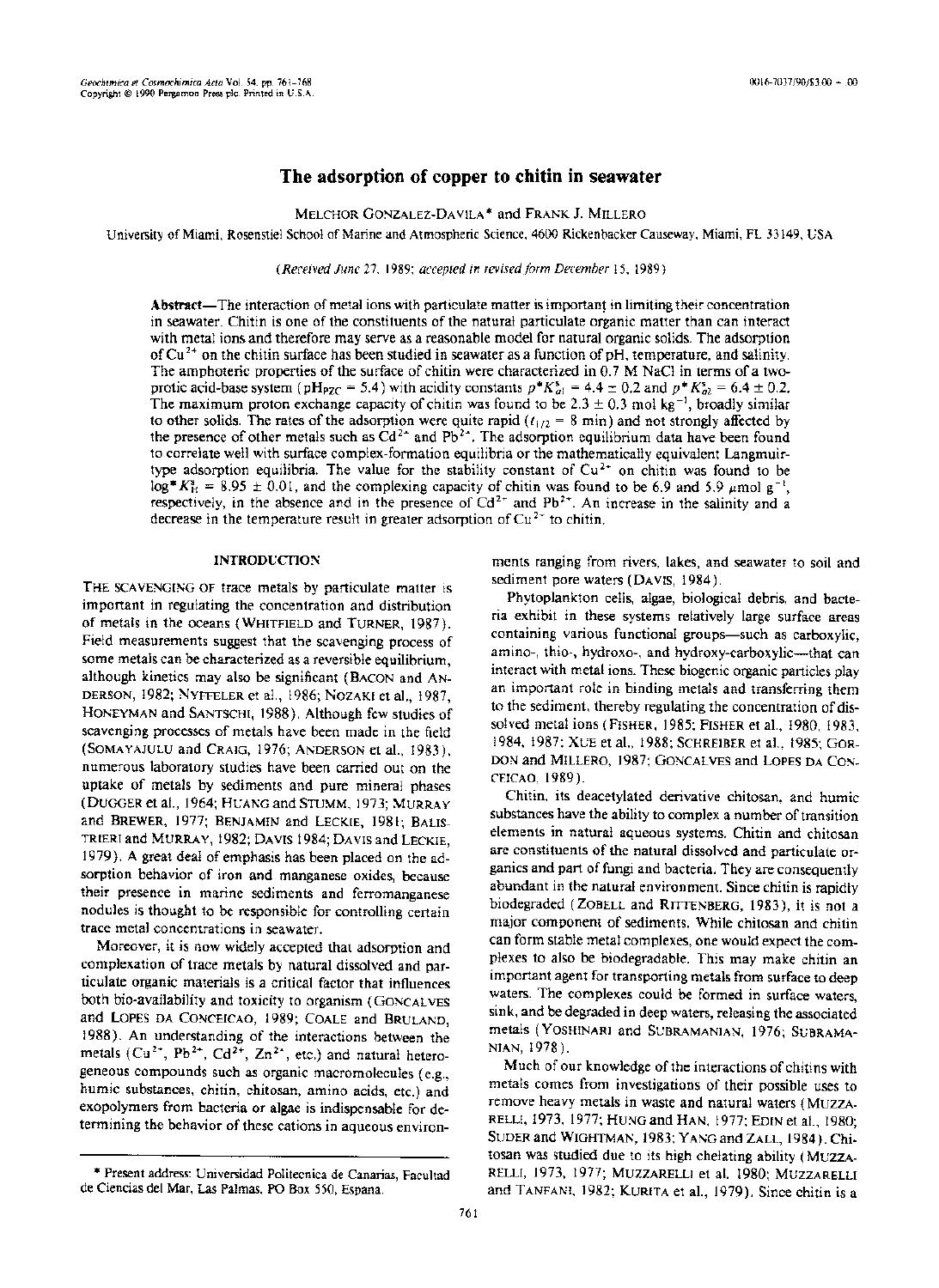# The adsorption of copper to chitin in seawater

MELCHOR GONZALEZ-DAVILA* and FRANK J. MILLERO

University of Miami, Rosenstiel School of Marine and Atmospheric Science, 4600 Rickenbacker Causeway, Miami, FL 33149, USA

(*Received June 27, 1989; accepted in revised form December 15, 1989*)

**Abstract**—The interaction of metal ions with particulate matter is important in limiting their concentration in seawater. Chitin is one of the constituents of the natural particulate organic matter than can interact with metal ions and therefore may serve as a reasonable model for natural organic solids. The adsorption of $Cu^{2+}$ on the chitin surface has been studied in seawater as a function of pH, temperature, and salinity. The amphoteric properties of the surface of chitin were characterized in 0.7 M NaCl in terms of a two-protic acid-base system ($pH_{PZC} = 5.4$) with acidity constants $p^*K^s_{a1} = 4.4 \pm 0.2$ and $p^*K^s_{a2} = 6.4 \pm 0.2$. The maximum proton exchange capacity of chitin was found to be $2.3 \pm 0.3$ mol $kg^{-1}$, broadly similar to other solids. The rates of the adsorption were quite rapid ($t_{1/2} = 8$ min) and not strongly affected by the presence of other metals such as $Cd^{2+}$ and $Pb^{2+}$. The adsorption equilibrium data have been found to correlate well with surface complex-formation equilibria or the mathematically equivalent Langmuir-type adsorption equilibria. The value for the stability constant of $Cu^{2+}$ on chitin was found to be $\log{}^*K^s_1 = 8.95 \pm 0.01$, and the complexing capacity of chitin was found to be 6.9 and 5.9 $\mu$mol $g^{-1}$, respectively, in the absence and in the presence of $Cd^{2+}$ and $Pb^{2+}$. An increase in the salinity and a decrease in the temperature result in greater adsorption of $Cu^{2+}$ to chitin.

## INTRODUCTION

THE SCAVENGING OF trace metals by particulate matter is important in regulating the concentration and distribution of metals in the oceans (WHITFIELD and TURNER, 1987). Field measurements suggest that the scavenging process of some metals can be characterized as a reversible equilibrium, although kinetics may also be significant (BACON and ANDERSON, 1982; NYFFELER et al., 1986; NOZAKI et al., 1987, HONEYMAN and SANTSCHI, 1988). Although few studies of scavenging processes of metals have been made in the field (SOMAYAJULU and CRAIG, 1976; ANDERSON et al., 1983), numerous laboratory studies have been carried out on the uptake of metals by sediments and pure mineral phases (DUGGER et al., 1964; HUANG and STUMM, 1973; MURRAY and BREWER, 1977; BENJAMIN and LECKIE, 1981; BALISTRIERI and MURRAY, 1982; DAVIS 1984; DAVIS and LECKIE, 1979). A great deal of emphasis has been placed on the adsorption behavior of iron and manganese oxides, because their presence in marine sediments and ferromanganese nodules is thought to be responsible for controlling certain trace metal concentrations in seawater.

Moreover, it is now widely accepted that adsorption and complexation of trace metals by natural dissolved and particulate organic materials is a critical factor that influences both bio-availability and toxicity to organism (GONCALVES and LOPES DA CONCEICAO, 1989; COALE and BRULAND, 1988). An understanding of the interactions between the metals ($Cu^{2+}$, $Pb^{2+}$, $Cd^{2+}$, $Zn^{2+}$, etc.) and natural heterogeneous compounds such as organic macromolecules (e.g., humic substances, chitin, chitosan, amino acids, etc.) and exopolymers from bacteria or algae is indispensable for determining the behavior of these cations in aqueous environments ranging from rivers, lakes, and seawater to soil and sediment pore waters (DAVIS, 1984).

Phytoplankton cells, algae, biological debris, and bacteria exhibit in these systems relatively large surface areas containing various functional groups—such as carboxylic, amino-, thio-, hydroxo-, and hydroxy-carboxylic—that can interact with metal ions. These biogenic organic particles play an important role in binding metals and transferring them to the sediment, thereby regulating the concentration of dissolved metal ions (FISHER, 1985; FISHER et al., 1980, 1983, 1984, 1987; XUE et al., 1988; SCHREIBER et al., 1985; GORDON and MILLERO, 1987; GONCALVES and LOPES DA CONCEICAO, 1989).

Chitin, its deacetylated derivative chitosan, and humic substances have the ability to complex a number of transition elements in natural aqueous systems. Chitin and chitosan are constituents of the natural dissolved and particulate organics and part of fungi and bacteria. They are consequently abundant in the natural environment. Since chitin is rapidly biodegraded (ZOBELL and RITTENBERG, 1983), it is not a major component of sediments. While chitosan and chitin can form stable metal complexes, one would expect the complexes to also be biodegradable. This may make chitin an important agent for transporting metals from surface to deep waters. The complexes could be formed in surface waters, sink, and be degraded in deep waters, releasing the associated metals (YOSHINARI and SUBRAMANIAN, 1976; SUBRAMANIAN, 1978).

Much of our knowledge of the interactions of chitins with metals comes from investigations of their possible uses to remove heavy metals in waste and natural waters (MUZZARELLI, 1973, 1977; HUNG and HAN, 1977; EDIN et al., 1980; SUDER and WIGHTMAN, 1983; YANG and ZALL, 1984). Chitosan was studied due to its high chelating ability (MUZZARELLI, 1973, 1977; MUZZARELLI et al. 1980; MUZZARELLI and TANFANI, 1982; KURITA et al., 1979). Since chitin is a

* Present address: Universidad Politecnica de Canarias, Facultad de Ciencias del Mar, Las Palmas, PO Box 550, Espana.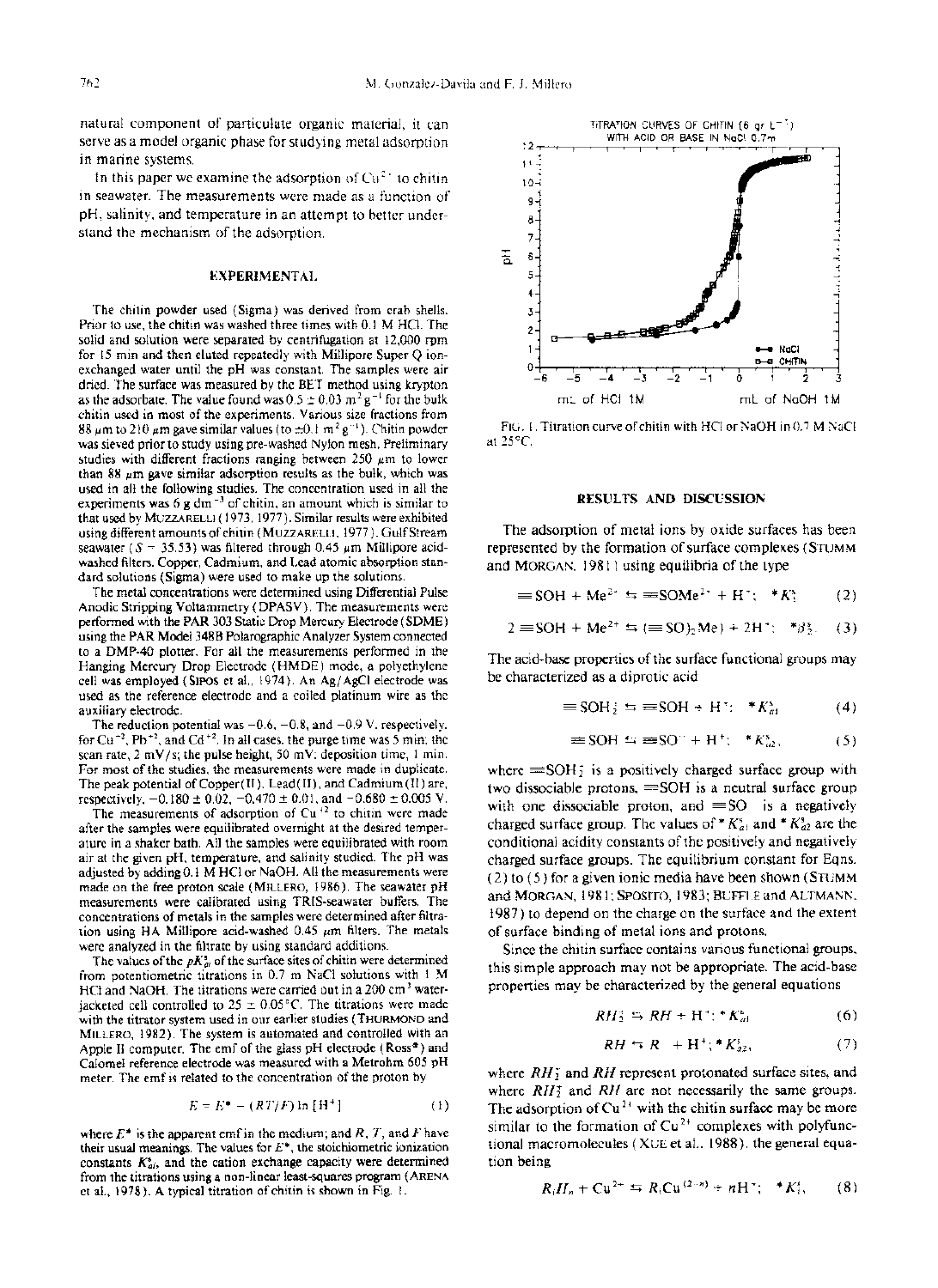natural component of particulate organic material, it can serve as a model organic phase for studying metal adsorption in marine systems.

In this paper we examine the adsorption of $Cu^{2+}$ to chitin in seawater. The measurements were made as a function of pH, salinity, and temperature in an attempt to better understand the mechanism of the adsorption.

## EXPERIMENTAL

The chitin powder used (Sigma) was derived from crab shells. Prior to use, the chitin was washed three times with 0.1 M HCl. The solid and solution were separated by centrifugation at 12,000 rpm for 15 min and then eluted repeatedly with Millipore Super Q ion-exchanged water until the pH was constant. The samples were air dried. The surface was measured by the BET method using krypton as the adsorbate. The value found was $0.5 \pm 0.03$ $m^2 g^{-1}$ for the bulk chitin used in most of the experiments. Various size fractions from 88 μm to 210 μm gave similar values (to $\pm 0.1$ $m^2 g^{-1}$). Chitin powder was sieved prior to study using pre-washed Nylon mesh. Preliminary studies with different fractions ranging between 250 μm to lower than 88 μm gave similar adsorption results as the bulk, which was used in all the following studies. The concentration used in all the experiments was 6 g $dm^{-3}$ of chitin, an amount which is similar to that used by MUZZARELLI (1973, 1977). Similar results were exhibited using different amounts of chitin (MUZZARELLI, 1977). Gulf Stream seawater ($S = 35.53$) was filtered through 0.45 μm Millipore acid-washed filters. Copper, Cadmium, and Lead atomic absorption standard solutions (Sigma) were used to make up the solutions.

The metal concentrations were determined using Differential Pulse Anodic Stripping Voltammetry (DPASV). The measurements were performed with the PAR 303 Static Drop Mercury Electrode (SDME) using the PAR Model 348B Polarographic Analyzer System connected to a DMP-40 plotter. For all the measurements performed in the Hanging Mercury Drop Electrode (HMDE) mode, a polyethylene cell was employed (SIPOS et al., 1974). An Ag/AgCl electrode was used as the reference electrode and a coiled platinum wire as the auxiliary electrode.

The reduction potential was $-0.6$, $-0.8$, and $-0.9$ V, respectively, for $Cu^{+2}$, $Pb^{+2}$, and $Cd^{+2}$. In all cases, the purge time was 5 min; the scan rate, 2 mV/s; the pulse height, 50 mV; deposition time, 1 min. For most of the studies, the measurements were made in duplicate. The peak potential of Copper(II), Lead(II), and Cadmium(II) are, respectively, $-0.180 \pm 0.02$, $-0.470 \pm 0.01$, and $-0.680 \pm 0.005$ V.

The measurements of adsorption of $Cu^{+2}$ to chitin were made after the samples were equilibrated overnight at the desired temperature in a shaker bath. All the samples were equilibrated with room air at the given pH, temperature, and salinity studied. The pH was adjusted by adding 0.1 M HCl or NaOH. All the measurements were made on the free proton scale (MILLERO, 1986). The seawater pH measurements were calibrated using TRIS-seawater buffers. The concentrations of metals in the samples were determined after filtration using HA Millipore acid-washed 0.45 μm filters. The metals were analyzed in the filtrate by using standard additions.

The values of the $pK^s_{ai}$ of the surface sites of chitin were determined from potentiometric titrations in 0.7 m NaCl solutions with 1 M HCl and NaOH. The titrations were carried out in a 200 $cm^3$ water-jacketed cell controlled to $25 \pm 0.05$°C. The titrations were made with the titrator system used in our earlier studies (THURMOND and MILLERO, 1982). The system is automated and controlled with an Apple II computer. The emf of the glass pH electrode (Ross®) and Calomel reference electrode was measured with a Metrohm 605 pH meter. The emf is related to the concentration of the proton by

$$E = E^* - (RT/F)\ln[H^+] \tag{1}$$

where $E^*$ is the apparent emf in the medium; and $R$, $T$, and $F$ have their usual meanings. The values for $E^*$, the stoichiometric ionization constants $K^s_{ai}$, and the cation exchange capacity were determined from the titrations using a non-linear least-squares program (ARENA et al., 1978). A typical titration of chitin is shown in Fig. 1.

FIG. 1. Titration curve of chitin with HCl or NaOH in 0.7 M NaCl at 25°C.

## RESULTS AND DISCUSSION

The adsorption of metal ions by oxide surfaces has been represented by the formation of surface complexes (STUMM and MORGAN, 1981) using equilibria of the type

$$\equiv SOH + Me^{2+} \leftrightarrows \equiv SOMe^{2+} + H^+;\ \ {}^*K^s_1 \tag{2}$$

$$2\equiv SOH + Me^{2+} \leftrightarrows (\equiv SO)_2Me) + 2H^+;\ \ {}^*\beta^s_2. \tag{3}$$

The acid-base properties of the surface functional groups may be characterized as a diprotic acid

$$\equiv SOH_2^+ \leftrightarrows \equiv SOH + H^+;\ \ {}^*K^s_{a1} \tag{4}$$

$$\equiv SOH \leftrightarrows \equiv SO^- + H^+;\ \ {}^*K^s_{a2}, \tag{5}$$

where $\equiv SOH_2^+$ is a positively charged surface group with two dissociable protons, $\equiv SOH$ is a neutral surface group with one dissociable proton, and $\equiv SO^-$ is a negatively charged surface group. The values of ${}^*K^s_{a1}$ and ${}^*K^s_{a2}$ are the conditional acidity constants of the positively and negatively charged surface groups. The equilibrium constant for Eqns. (2) to (5) for a given ionic media have been shown (STUMM and MORGAN, 1981; SPOSITO, 1983; BUFFLE and ALTMANN, 1987) to depend on the charge on the surface and the extent of surface binding of metal ions and protons.

Since the chitin surface contains various functional groups, this simple approach may not be appropriate. The acid-base properties may be characterized by the general equations

$$RH_2^+ \leftrightarrows RH + H^+;\ {}^*K^s_{a1} \tag{6}$$

$$RH \leftrightarrows R^- + H^+;\ {}^*K^s_{a2}, \tag{7}$$

where $RH_2^+$ and $RH$ represent protonated surface sites, and where $RH_2^+$ and $RH$ are not necessarily the same groups. The adsorption of $Cu^{2+}$ with the chitin surface may be more similar to the formation of $Cu^{2+}$ complexes with polyfunctional macromolecules (XUE et al., 1988), the general equation being

$$R_iH_n + Cu^{2+} \leftrightarrows R_iCu^{(2-n)} + nH^+;\ \ {}^*K^s_i, \tag{8}$$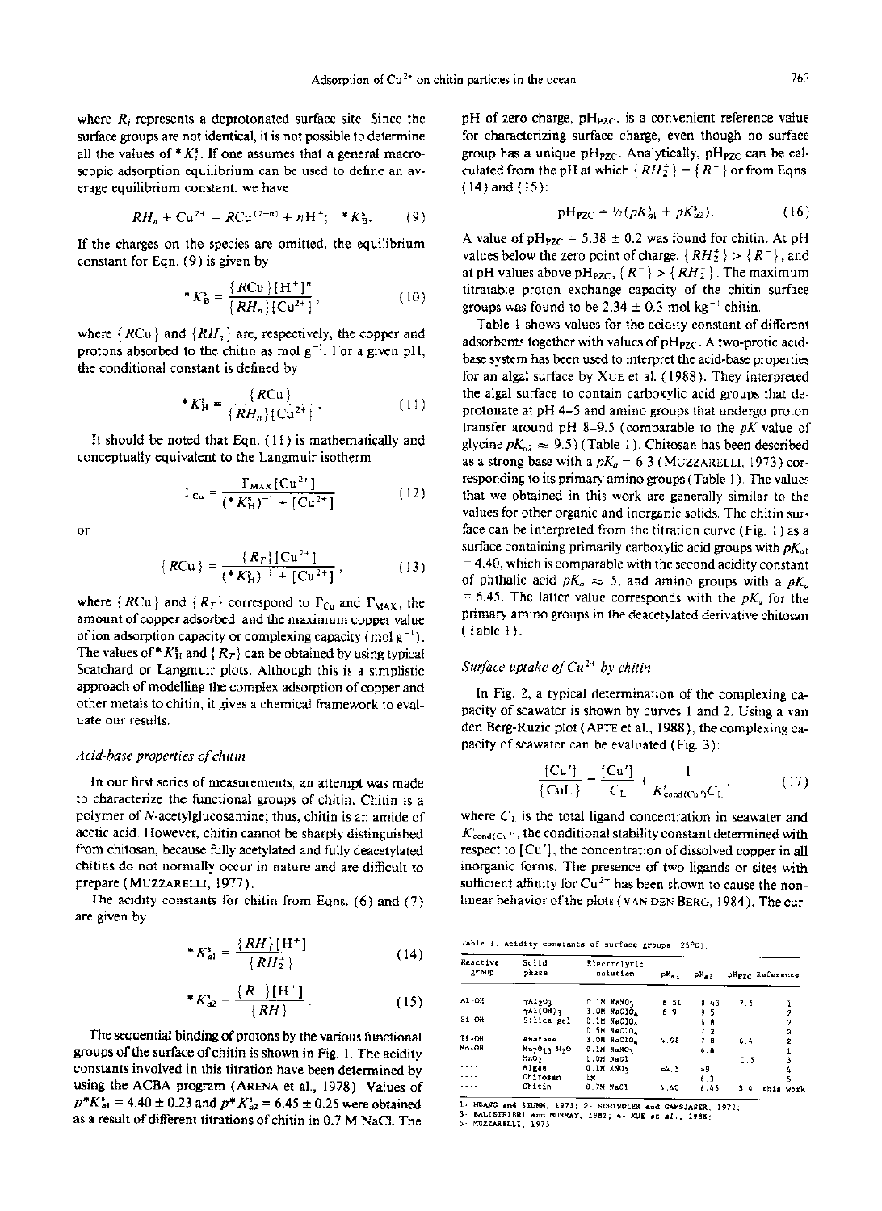where $R_i$ represents a deprotonated surface site. Since the surface groups are not identical, it is not possible to determine all the values of $^*K_i^s$. If one assumes that a general macroscopic adsorption equilibrium can be used to define an average equilibrium constant, we have

$$RH_n + Cu^{2+} = RCu^{(2-n)} + nH^+;\quad {}^*K_B^s. \tag{9}$$

If the charges on the species are omitted, the equilibrium constant for Eqn. (9) is given by

$${}^*K_B^s = \frac{\{RCu\}[H^+]^n}{\{RH_n\}[Cu^{2+}]}, \tag{10}$$

where $\{RCu\}$ and $\{RH_n\}$ are, respectively, the copper and protons absorbed to the chitin as mol g$^{-1}$. For a given pH, the conditional constant is defined by

$${}^*K_H^s = \frac{\{RCu\}}{\{RH_n\}[Cu^{2+}]}. \tag{11}$$

It should be noted that Eqn. (11) is mathematically and conceptually equivalent to the Langmuir isotherm

$$\Gamma_{Cu} = \frac{\Gamma_{MAX}[Cu^{2+}]}{({}^*K_H^s)^{-1} + [Cu^{2+}]} \tag{12}$$

or

$$\{RCu\} = \frac{\{R_T\}[Cu^{2+}]}{({}^*K_H^s)^{-1} + [Cu^{2+}]}, \tag{13}$$

where $\{RCu\}$ and $\{R_T\}$ correspond to $\Gamma_{Cu}$ and $\Gamma_{MAX}$, the amount of copper adsorbed, and the maximum copper value of ion adsorption capacity or complexing capacity (mol g$^{-1}$). The values of $^*K_H^s$ and $\{R_T\}$ can be obtained by using typical Scatchard or Langmuir plots. Although this is a simplistic approach of modelling the complex adsorption of copper and other metals to chitin, it gives a chemical framework to evaluate our results.

### *Acid-base properties of chitin*

In our first series of measurements, an attempt was made to characterize the functional groups of chitin. Chitin is a polymer of *N*-acetylglucosamine; thus, chitin is an amide of acetic acid. However, chitin cannot be sharply distinguished from chitosan, because fully acetylated and fully deacetylated chitins do not normally occur in nature and are difficult to prepare (MUZZARELLI, 1977).

The acidity constants for chitin from Eqns. (6) and (7) are given by

$${}^*K_{a1}^s = \frac{\{RH\}[H^+]}{\{RH_2^+\}} \tag{14}$$

$${}^*K_{a2}^s = \frac{\{R^-\}[H^+]}{\{RH\}}. \tag{15}$$

The sequential binding of protons by the various functional groups of the surface of chitin is shown in Fig. 1. The acidity constants involved in this titration have been determined by using the ACBA program (ARENA et al., 1978). Values of $p^*K_{a1}^s = 4.40 \pm 0.23$ and $p^*K_{a2}^s = 6.45 \pm 0.25$ were obtained as a result of different titrations of chitin in 0.7 M NaCl. The pH of zero charge, $pH_{PZC}$, is a convenient reference value for characterizing surface charge, even though no surface group has a unique $pH_{PZC}$. Analytically, $pH_{PZC}$ can be calculated from the pH at which $\{RH_2^+\} = \{R^-\}$ or from Eqns. (14) and (15):

$$pH_{PZC} = {}^1\!/\!{}_2(pK_{a1}^s + pK_{a2}^s). \tag{16}$$

A value of $pH_{PZC} = 5.38 \pm 0.2$ was found for chitin. At pH values below the zero point of charge, $\{RH_2^+\} > \{R^-\}$, and at pH values above $pH_{PZC}$, $\{R^-\} > \{RH_2^+\}$. The maximum titratable proton exchange capacity of the chitin surface groups was found to be $2.34 \pm 0.3$ mol kg$^{-1}$ chitin.

Table 1 shows values for the acidity constant of different adsorbents together with values of $pH_{PZC}$. A two-protic acid-base system has been used to interpret the acid-base properties for an algal surface by XUE et al. (1988). They interpreted the algal surface to contain carboxylic acid groups that deprotonate at pH 4–5 and amino groups that undergo proton transfer around pH 8–9.5 (comparable to the $pK$ value of glycine $pK_{a2} \approx 9.5$) (Table 1). Chitosan has been described as a strong base with a $pK_a = 6.3$ (MUZZARELLI, 1973) corresponding to its primary amino groups (Table 1). The values that we obtained in this work are generally similar to the values for other organic and inorganic solids. The chitin surface can be interpreted from the titration curve (Fig. 1) as a surface containing primarily carboxylic acid groups with $pK_{a1} = 4.40$, which is comparable with the second acidity constant of phthalic acid $pK_a \approx 5$, and amino groups with a $pK_a = 6.45$. The latter value corresponds with the $pK_a$ for the primary amino groups in the deacetylated derivative chitosan (Table 1).

### *Surface uptake of $Cu^{2+}$ by chitin*

In Fig. 2, a typical determination of the complexing capacity of seawater is shown by curves 1 and 2. Using a van den Berg-Ruzic plot (APTE et al., 1988), the complexing capacity of seawater can be evaluated (Fig. 3):

$$\frac{[Cu']}{\{CuL\}} = \frac{[Cu']}{C_L} + \frac{1}{K'_{cond(Cu')}C_L}, \tag{17}$$

where $C_L$ is the total ligand concentration in seawater and $K'_{cond(Cu')}$, the conditional stability constant determined with respect to $[Cu']$, the concentration of dissolved copper in all inorganic forms. The presence of two ligands or sites with sufficient affinity for $Cu^{2+}$ has been shown to cause the non-linear behavior of the plots (VAN DEN BERG, 1984). The cur-

Table 1. Acidity constants of surface groups (25°C).

| Reactive group | Solid phase | Electrolytic solution | $pK_{a1}$ | $pK_{a2}$ | $pH_{PZC}$ | Reference |
|---|---|---|---|---|---|---|
| Al-OH | $\gamma Al_2O_3$ | 0.1M $NaNO_3$ | 6.51 | 8.43 | 7.5 | 1 |
| | $\gamma Al(OH)_3$ | 3.0M $NaClO_4$ | 6.9 | 9.5 | | 2 |
| Si-OH | Silica gel | 0.1M $NaClO_4$ | | 6.8 | | 2 |
| | | 0.5M $NaClO_4$ | | 7.2 | | 2 |
| Ti-OH | Anatase | 3.0M $NaClO_4$ | 4.98 | 7.8 | 6.4 | 2 |
| Mo-OH | $Mo_7O_{13}\cdot H_2O$ | 0.1M $NaNO_3$ | | 6.8 | | 1 |
| | $MnO_2$ | 1.0M NaCl | | | 1.5 | 3 |
| ---- | Algae | 0.1M $KNO_3$ | ≈4.5 | ≈9 | | 4 |
| ---- | Chitosan | 1M | | 6.3 | | 5 |
| ---- | Chitin | 0.7M NaCl | 4.40 | 6.45 | 5.4 | this work |

1- HUANG and STUMM, 1973; 2- SCHINDLER and GAMSJAGER, 1972; 3- BALISTRIERI and MURRAY, 1982; 4- XUE et al., 1988; 5- MUZZARELLI, 1973.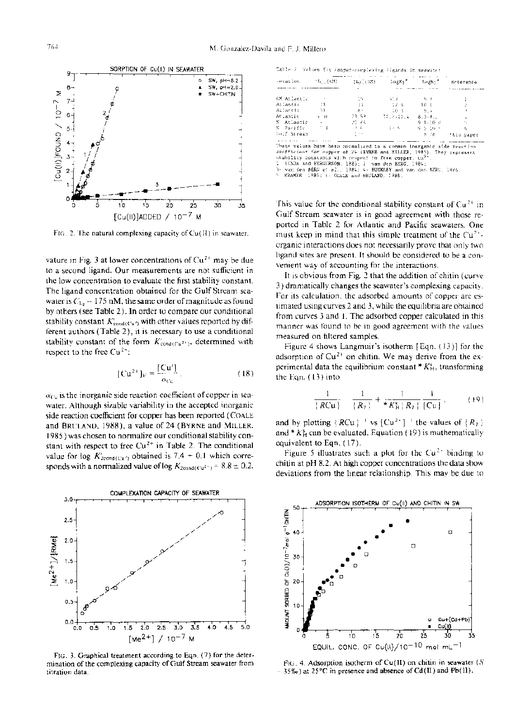FIG. 2. The natural complexing capacity of Cu(II) in seawater.

vature in Fig. 3 at lower concentrations of $Cu^{2+}$ may be due to a second ligand. Our measurements are not sufficient in the low concentration to evaluate the first stability constant. The ligand concentration obtained for the Gulf Stream seawater is $C_{L_2} \sim 175$ nM, the same order of magnitude as found by others (see Table 2). In order to compare our conditional stability constant $K'_{cond(Cu')}$ with other values reported by different authors (Table 2), it is necessary to use a conditional stability constant of the form $K_{cond(Cu^{2+})}$, determined with respect to the free $Cu^{2+}$:

$$[Cu^{2+}]_F = \frac{[Cu']}{\alpha_{Cu}}. \tag{18}$$

$\alpha_{Cu}$ is the inorganic side reaction coefficient of copper in seawater. Although sizable variability in the accepted inorganic side reaction coefficient for copper has been reported (COALE and BRULAND, 1988), a value of 24 (BYRNE and MILLER, 1985) was chosen to normalize our conditional stability constant with respect to free $Cu^{2+}$ in Table 2. The conditional value for log $K'_{2cond(Cu')}$ obtained is $7.4 \pm 0.1$ which corresponds with a normalized value of log $K_{2cond(Cu^{2+})} = 8.8 \pm 0.2$.

FIG. 3. Graphical treatment according to Eqn. (7) for the determination of the complexing capacity of Gulf Stream seawater from titration data.

Table 2. Values for copper-complexing ligands in seawater

| Location | $[L_1]$ (nM) | $[L_2]$ (nM) | Log$K_1$* | Log$K_2$* | Reference |
|---|---|---|---|---|---|
| GW Atlantic | | 16 | 13.0 | 9.8 | 1 |
| Atlantic | 11 | 23 | 12.5 | 10.6 | 2 |
| Atlantic | 11 | 87 | 10.3 | 9.4 | 3 |
| Atlantic | 4-16 | 23-53 | 10.7-12.5 | 8.3-9.2 | 4 |
| N. Atlantic | | 20-25 | | 9.1-10.0 | 5 |
| N. Pacific | 1.8 | 7.6 | 13.6 | 9.5-10.0 | 6 |
| Gulf Stream | | 175 | | 8.78 | This paper |

*These values have been normalized to a common inorganic side reaction coefficient for copper of 24 (BYRNE and MILLER, 1985). They represent stability constants with respect to free copper, $Cu^{2+}$.
1- SUNDA and FERGUSON, 1983; 2- van den BERG, 1984; 3- van den BERG et al., 1984; 4- BUCKLEY and van den BERG, 1986; 5- KRAMER, 1986; 6- COALE and BRULAND, 1988.

This value for the conditional stability constant of $Cu^{2+}$ in Gulf Stream seawater is in good agreement with those reported in Table 2 for Atlantic and Pacific seawaters. One must keep in mind that this simple treatment of the $Cu^{2+}$-organic interactions does not necessarily prove that only two ligand sites are present. It should be considered to be a convenient way of accounting for the interactions.

It is obvious from Fig. 2 that the addition of chitin (curve 3) dramatically changes the seawater's complexing capacity. For its calculation, the adsorbed amounts of copper are estimated using curves 2 and 3, while the equilibria are obtained from curves 3 and 1. The adsorbed copper calculated in this manner was found to be in good agreement with the values measured on filtered samples.

Figure 4 shows Langmuir's isotherm [Eqn. (13)] for the adsorption of $Cu^{2+}$ on chitin. We may derive from the experimental data the equilibrium constant $^*K^s_H$, transforming the Eqn. (13) into

$$\frac{1}{\{RCu\}} = \frac{1}{\{R_T\}} + \frac{1}{^*K^s_H\{R_T\}}\frac{1}{[Cu]} \tag{19}$$

and by plotting $\{RCu\}^{-1}$ vs $[Cu^{2+}]^{-1}$ the values of $\{R_T\}$ and $^*K^s_H$ can be evaluated. Equation (19) is mathematically equivalent to Eqn. (17).

Figure 5 illustrates such a plot for the $Cu^{2+}$ binding to chitin at pH 8.2. At high copper concentrations the data show deviations from the linear relationship. This may be due to

FIG. 4. Adsorption isotherm of Cu(II) on chitin in seawater ($S = 35$‰) at 25°C in presence and absence of Cd(II) and Pb(II).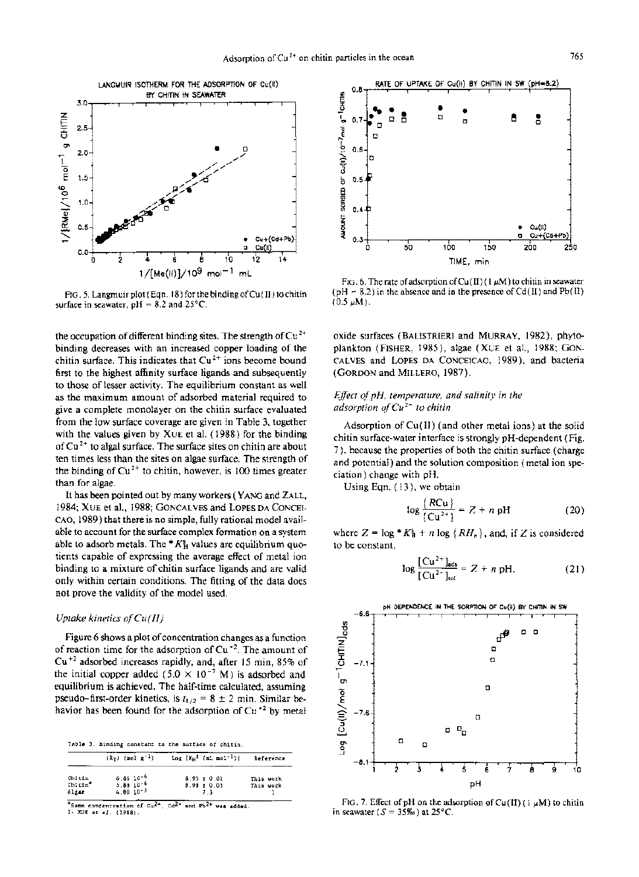FIG. 5. Langmuir plot (Eqn. 18) for the binding of Cu(II) to chitin surface in seawater, pH = 8.2 and 25°C.

the occupation of different binding sites. The strength of $Cu^{2+}$ binding decreases with an increased copper loading of the chitin surface. This indicates that $Cu^{2+}$ ions become bound first to the highest affinity surface ligands and subsequently to those of lesser activity. The equilibrium constant as well as the maximum amount of adsorbed material required to give a complete monolayer on the chitin surface evaluated from the low surface coverage are given in Table 3, together with the values given by XUE et al. (1988) for the binding of $Cu^{2+}$ to algal surface. The surface sites on chitin are about ten times less than the sites on algae surface. The strength of the binding of $Cu^{2+}$ to chitin, however, is 100 times greater than for algae.

It has been pointed out by many workers (YANG and ZALL, 1984; XUE et al., 1988; GONCALVES and LOPES DA CONCEICAO, 1989) that there is no simple, fully rational model available to account for the surface complex formation on a system able to adsorb metals. The $^*K_H^s$ values are equilibrium quotients capable of expressing the average effect of metal ion binding to a mixture of chitin surface ligands and are valid only within certain conditions. The fitting of the data does not prove the validity of the model used.

### *Uptake kinetics of Cu(II)*

Figure 6 shows a plot of concentration changes as a function of reaction time for the adsorption of $Cu^{+2}$. The amount of $Cu^{+2}$ adsorbed increases rapidly, and, after 15 min, 85% of the initial copper added ($5.0 \times 10^{-7}$ M) is adsorbed and equilibrium is achieved. The half-time calculated, assuming pseudo-first-order kinetics, is $t_{1/2} = 8 \pm 2$ min. Similar behavior has been found for the adsorption of $Cu^{+2}$ by metal oxide surfaces (BALISTRIERI and MURRAY, 1982), phytoplankton (FISHER, 1985), algae (XUE et al., 1988; GONCALVES and LOPES DA CONCEICAO, 1989), and bacteria (GORDON and MILLERO, 1987).

Table 3. Binding constant to the surface of chitin.

| | $\{R_T\}$ (mol g$^{-1}$) | Log $[K_H{}^S$ (mL mol$^{-1}$)] | Reference |
|---|---|---|---|
| Chitin | $6.85 \cdot 10^{-6}$ | $8.95 \pm 0.01$ | This work |
| Chitin* | $3.88 \cdot 10^{-6}$ | $8.98 \pm 0.03$ | This work |
| Algae | $4.80 \cdot 10^{-5}$ | 7.3 | 1 |

*Same concentration of $Cu^{2+}$, $Cd^{2+}$ and $Pb^{2+}$ was added.
1. XUE et al. (1988).

FIG. 6. The rate of adsorption of Cu(II) (1 μM) to chitin in seawater (pH ~ 8.2) in the absence and in the presence of Cd(II) and Pb(II) (0.5 μM).

### *Effect of pH, temperature, and salinity in the adsorption of $Cu^{2+}$ to chitin*

Adsorption of Cu(II) (and other metal ions) at the solid chitin surface-water interface is strongly pH-dependent (Fig. 7), because the properties of both the chitin surface (charge and potential) and the solution composition (metal ion speciation) change with pH.

Using Eqn. (13), we obtain

$$\log \frac{\{RCu\}}{[Cu^{2+}]} = Z + n \text{ pH} \tag{20}$$

where $Z = \log {}^*K_H^s + n \log \{RH_n\}$, and, if $Z$ is considered to be constant,

$$\log \frac{[Cu^{2+}]_{ads}}{[Cu^{2+}]_{sol}} = Z + n \text{ pH}. \tag{21}$$

FIG. 7. Effect of pH on the adsorption of Cu(II) (1 μM) to chitin in seawater ($S$ = 35‰) at 25°C.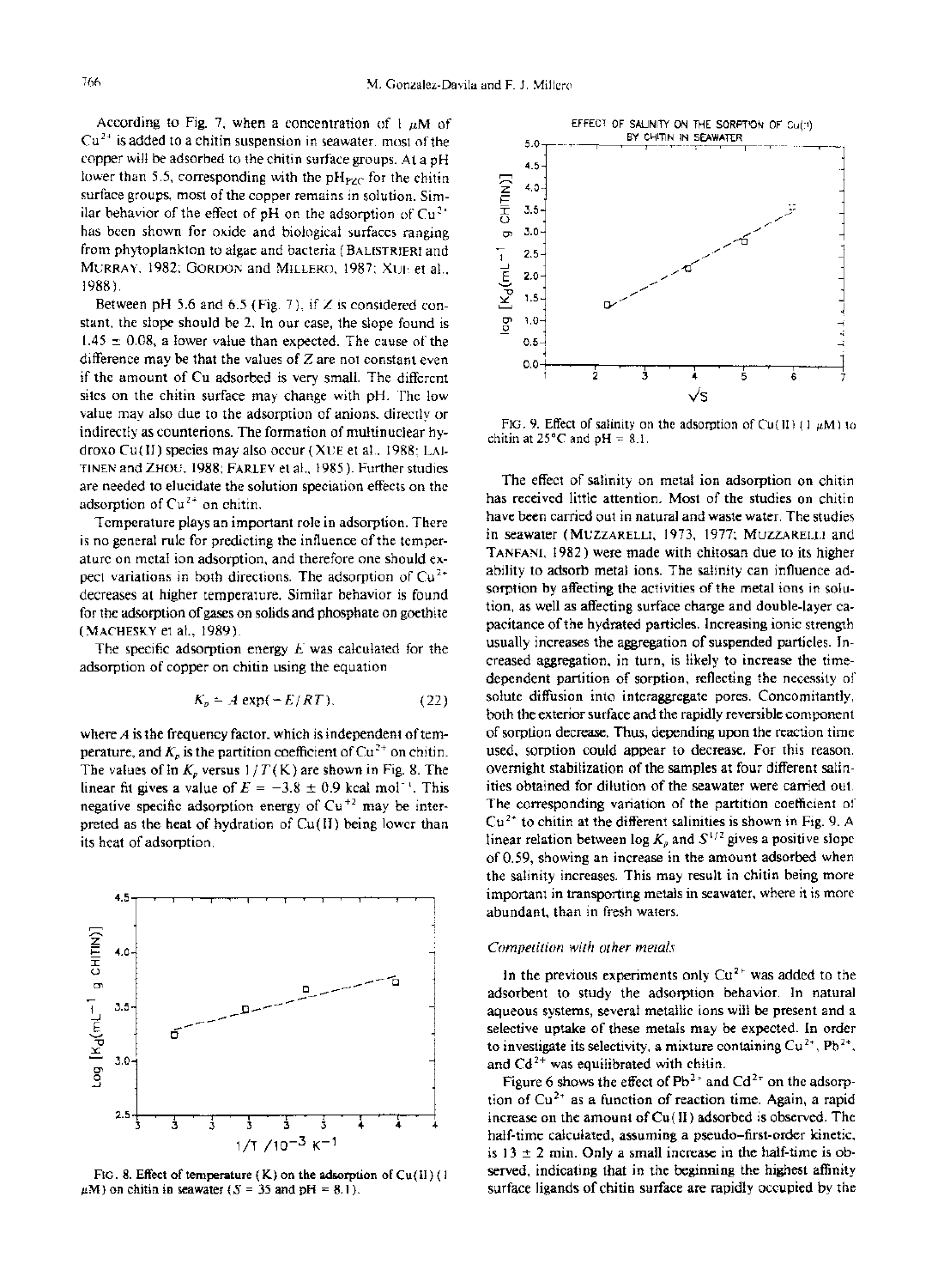According to Fig. 7, when a concentration of 1 $\mu$M of $Cu^{2+}$ is added to a chitin suspension in seawater, most of the copper will be adsorbed to the chitin surface groups. At a pH lower than 5.5, corresponding with the $pH_{PZC}$ for the chitin surface groups, most of the copper remains in solution. Similar behavior of the effect of pH on the adsorption of $Cu^{2+}$ has been shown for oxide and biological surfaces ranging from phytoplankton to algae and bacteria (BALISTRIERI and MURRAY, 1982; GORDON and MILLERO, 1987; XUE et al., 1988).

Between pH 5.6 and 6.5 (Fig. 7), if $Z$ is considered constant, the slope should be 2. In our case, the slope found is $1.45 \pm 0.08$, a lower value than expected. The cause of the difference may be that the values of $Z$ are not constant even if the amount of Cu adsorbed is very small. The different sites on the chitin surface may change with pH. The low value may also due to the adsorption of anions, directly or indirectly as counterions. The formation of multinuclear hydroxo Cu(II) species may also occur (XUE et al., 1988; LAITINEN and ZHOU, 1988; FARLEY et al., 1985). Further studies are needed to elucidate the solution speciation effects on the adsorption of $Cu^{2+}$ on chitin.

Temperature plays an important role in adsorption. There is no general rule for predicting the influence of the temperature on metal ion adsorption, and therefore one should expect variations in both directions. The adsorption of $Cu^{2+}$ decreases at higher temperature. Similar behavior is found for the adsorption of gases on solids and phosphate on goethite (MACHESKY et al., 1989).

The specific adsorption energy $E$ was calculated for the adsorption of copper on chitin using the equation

$$K_p = A\exp(-E/RT), \tag{22}$$

where $A$ is the frequency factor, which is independent of temperature, and $K_p$ is the partition coefficient of $Cu^{2+}$ on chitin. The values of ln $K_p$ versus $1/T$(K) are shown in Fig. 8. The linear fit gives a value of $E = -3.8 \pm 0.9$ kcal mol$^{-1}$. This negative specific adsorption energy of $Cu^{+2}$ may be interpreted as the heat of hydration of Cu(II) being lower than its heat of adsorption.

FIG. 8. Effect of temperature (K) on the adsorption of Cu(II) (1 $\mu$M) on chitin in seawater ($S$ = 35 and pH = 8.1).

FIG. 9. Effect of salinity on the adsorption of Cu(II) (1 $\mu$M) to chitin at 25°C and pH = 8.1.

The effect of salinity on metal ion adsorption on chitin has received little attention. Most of the studies on chitin have been carried out in natural and waste water. The studies in seawater (MUZZARELLI, 1973, 1977; MUZZARELLI and TANFANI, 1982) were made with chitosan due to its higher ability to adsorb metal ions. The salinity can influence adsorption by affecting the activities of the metal ions in solution, as well as affecting surface charge and double-layer capacitance of the hydrated particles. Increasing ionic strength usually increases the aggregation of suspended particles. Increased aggregation, in turn, is likely to increase the time-dependent partition of sorption, reflecting the necessity of solute diffusion into interaggregate pores. Concomitantly, both the exterior surface and the rapidly reversible component of sorption decrease. Thus, depending upon the reaction time used, sorption could appear to decrease. For this reason, overnight stabilization of the samples at four different salinities obtained for dilution of the seawater were carried out. The corresponding variation of the partition coefficient of $Cu^{2+}$ to chitin at the different salinities is shown in Fig. 9. A linear relation between log $K_p$ and $S^{1/2}$ gives a positive slope of 0.59, showing an increase in the amount adsorbed when the salinity increases. This may result in chitin being more important in transporting metals in seawater, where it is more abundant, than in fresh waters.

### *Competition with other metals*

In the previous experiments only $Cu^{2+}$ was added to the adsorbent to study the adsorption behavior. In natural aqueous systems, several metallic ions will be present and a selective uptake of these metals may be expected. In order to investigate its selectivity, a mixture containing $Cu^{2+}$, $Pb^{2+}$, and $Cd^{2+}$ was equilibrated with chitin.

Figure 6 shows the effect of $Pb^{2+}$ and $Cd^{2+}$ on the adsorption of $Cu^{2+}$ as a function of reaction time. Again, a rapid increase on the amount of Cu(II) adsorbed is observed. The half-time calculated, assuming a pseudo-first-order kinetic, is $13 \pm 2$ min. Only a small increase in the half-time is observed, indicating that in the beginning the highest affinity surface ligands of chitin surface are rapidly occupied by the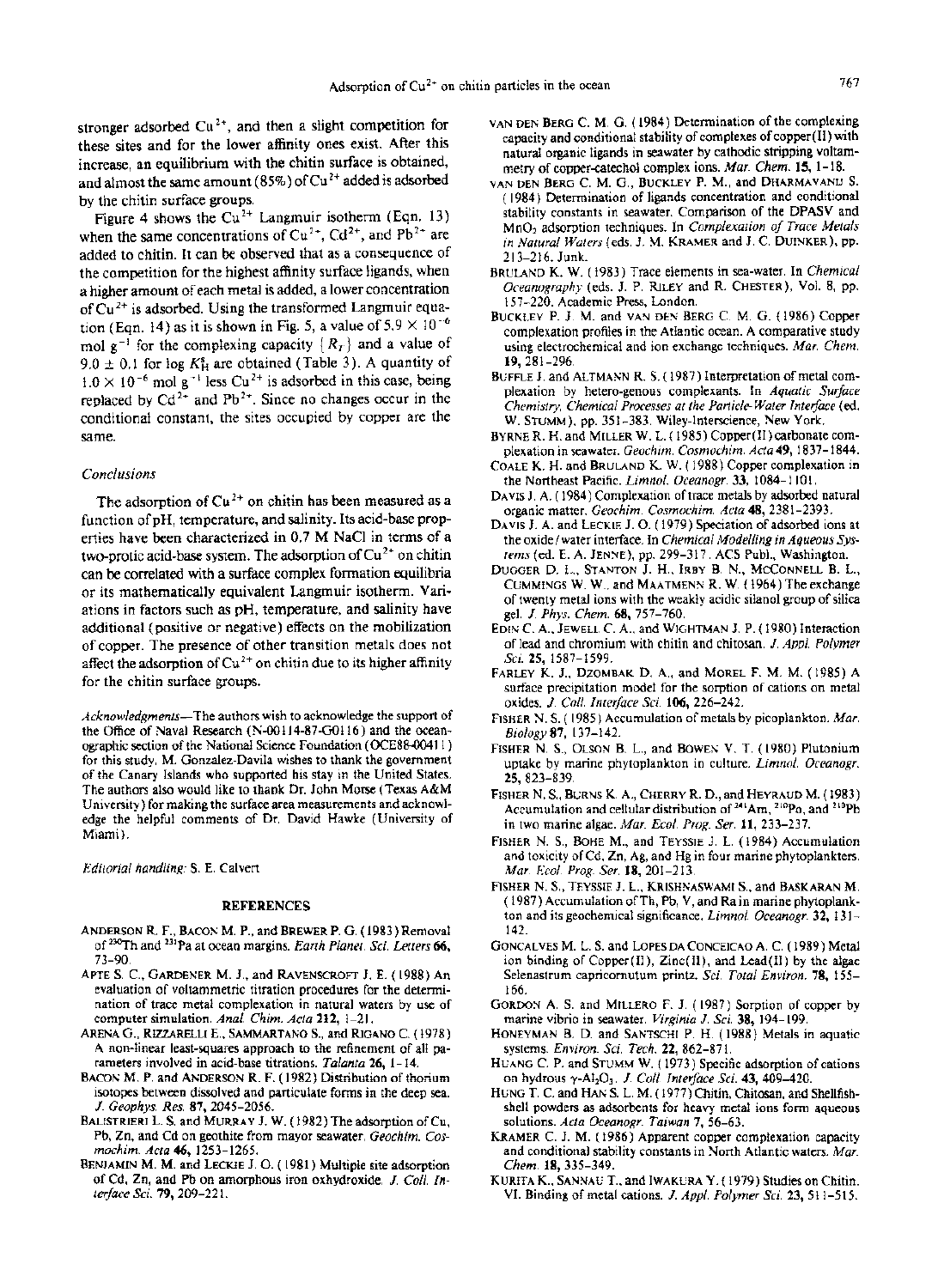stronger adsorbed $Cu^{2+}$, and then a slight competition for these sites and for the lower affinity ones exist. After this increase, an equilibrium with the chitin surface is obtained, and almost the same amount (85%) of $Cu^{2+}$ added is adsorbed by the chitin surface groups.

Figure 4 shows the $Cu^{2+}$ Langmuir isotherm (Eqn. 13) when the same concentrations of $Cu^{2+}$, $Cd^{2+}$, and $Pb^{2+}$ are added to chitin. It can be observed that as a consequence of the competition for the highest affinity surface ligands, when a higher amount of each metal is added, a lower concentration of $Cu^{2+}$ is adsorbed. Using the transformed Langmuir equation (Eqn. 14) as it is shown in Fig. 5, a value of $5.9 \times 10^{-6}$ mol $g^{-1}$ for the complexing capacity $\{R_T\}$ and a value of $9.0 \pm 0.1$ for log $K^s_H$ are obtained (Table 3). A quantity of $1.0 \times 10^{-6}$ mol $g^{-1}$ less $Cu^{2+}$ is adsorbed in this case, being replaced by $Cd^{2+}$ and $Pb^{2+}$. Since no changes occur in the conditional constant, the sites occupied by copper are the same.

### *Conclusions*

The adsorption of $Cu^{2+}$ on chitin has been measured as a function of pH, temperature, and salinity. Its acid-base properties have been characterized in 0.7 M NaCl in terms of a two-protic acid-base system. The adsorption of $Cu^{2+}$ on chitin can be correlated with a surface complex formation equilibria or its mathematically equivalent Langmuir isotherm. Variations in factors such as pH, temperature, and salinity have additional (positive or negative) effects on the mobilization of copper. The presence of other transition metals does not affect the adsorption of $Cu^{2+}$ on chitin due to its higher affinity for the chitin surface groups.

*Acknowledgments*—The authors wish to acknowledge the support of the Office of Naval Research (N-00114-87-G0116) and the oceanographic section of the National Science Foundation (OCE88-00411) for this study. M. Gonzalez-Davila wishes to thank the government of the Canary Islands who supported his stay in the United States. The authors also would like to thank Dr. John Morse (Texas A&M University) for making the surface area measurements and acknowledge the helpful comments of Dr. David Hawke (University of Miami).

*Editorial handling:* S. E. Calvert

## REFERENCES

ANDERSON R. F., BACON M. P., and BREWER P. G. (1983) Removal of $^{230}$Th and $^{231}$Pa at ocean margins. *Earth Planet. Sci. Letters* **66**, 73–90.

APTE S. C., GARDENER M. J., and RAVENSCROFT J. E. (1988) An evaluation of voltammetric titration procedures for the determination of trace metal complexation in natural waters by use of computer simulation. *Anal. Chim. Acta* **212**, 1–21.

ARENA G., RIZZARELLI E., SAMMARTANO S., and RIGANO C. (1978) A non-linear least-squares approach to the refinement of all parameters involved in acid-base titrations. *Talanta* **26**, 1–14.

BACON M. P. and ANDERSON R. F. (1982) Distribution of thorium isotopes between dissolved and particulate forms in the deep sea. *J. Geophys. Res.* **87**, 2045–2056.

BALISTRIERI L. S. and MURRAY J. W. (1982) The adsorption of Cu, Pb, Zn, and Cd on goethite from mayor seawater. *Geochim. Cosmochim. Acta* **46**, 1253–1265.

BENJAMIN M. M. and LECKIE J. O. (1981) Multiple site adsorption of Cd, Zn, and Pb on amorphous iron oxhydroxide. *J. Coll. Interface Sci.* **79**, 209–221.

VAN DEN BERG C. M. G. (1984) Determination of the complexing capacity and conditional stability of complexes of copper(II) with natural organic ligands in seawater by cathodic stripping voltammetry of copper-catechol complex ions. *Mar. Chem.* **15**, 1–18.

VAN DEN BERG C. M. G., BUCKLEY P. M., and DHARMAVANIJ S. (1984) Determination of ligands concentration and conditional stability constants in seawater. Comparison of the DPASV and $MnO_2$ adsorption techniques. In *Complexation of Trace Metals in Natural Waters* (eds. J. M. KRAMER and J. C. DUINKER), pp. 213–216. Junk.

BRULAND K. W. (1983) Trace elements in sea-water. In *Chemical Oceanography* (eds. J. P. RILEY and R. CHESTER), Vol. 8, pp. 157–220. Academic Press, London.

BUCKLEY P. J. M. and VAN DEN BERG C. M. G. (1986) Copper complexation profiles in the Atlantic ocean. A comparative study using electrochemical and ion exchange techniques. *Mar. Chem.* **19**, 281–296.

BUFFLE J. and ALTMANN R. S. (1987) Interpretation of metal complexation by hetero-genous complexants. In *Aquatic Surface Chemistry, Chemical Processes at the Particle-Water Interface* (ed. W. STUMM), pp. 351–383. Wiley-Interscience, New York.

BYRNE R. H. and MILLER W. L. (1985) Copper(II) carbonate complexation in seawater. *Geochim. Cosmochim. Acta* **49**, 1837–1844.

COALE K. H. and BRULAND K. W. (1988) Copper complexation in the Northeast Pacific. *Limnol. Oceanogr.* **33**, 1084–1101.

DAVIS J. A. (1984) Complexation of trace metals by adsorbed natural organic matter. *Geochim. Cosmochim. Acta* **48**, 2381–2393.

DAVIS J. A. and LECKIE J. O. (1979) Speciation of adsorbed ions at the oxide/water interface. In *Chemical Modelling in Aqueous Systems* (ed. E. A. JENNE), pp. 299–317. ACS Publ., Washington.

DUGGER D. L., STANTON J. H., IRBY B. N., MCCONNELL B. L., CUMMINGS W. W., and MAATMENN R. W. (1964) The exchange of twenty metal ions with the weakly acidic silanol group of silica gel. *J. Phys. Chem.* **68**, 757–760.

EDIN C. A., JEWELL C. A., and WIGHTMAN J. P. (1980) Interaction of lead and chromium with chitin and chitosan. *J. Appl. Polymer Sci.* **25**, 1587–1599.

FARLEY K. J., DZOMBAK D. A., and MOREL F. M. M. (1985) A surface precipitation model for the sorption of cations on metal oxides. *J. Coll. Interface Sci.* **106**, 226–242.

FISHER N. S. (1985) Accumulation of metals by picoplankton. *Mar. Biology* **87**, 137–142.

FISHER N. S., OLSON B. L., and BOWEN V. T. (1980) Plutonium uptake by marine phytoplankton in culture. *Limnol. Oceanogr.* **25**, 823–839.

FISHER N. S., BURNS K. A., CHERRY R. D., and HEYRAUD M. (1983) Accumulation and cellular distribution of $^{241}$Am, $^{210}$Po, and $^{210}$Pb in two marine algae. *Mar. Ecol. Prog. Ser.* **11**, 233–237.

FISHER N. S., BOHE M., and TEYSSIE J. L. (1984) Accumulation and toxicity of Cd, Zn, Ag, and Hg in four marine phytoplankters. *Mar. Ecol. Prog. Ser.* **18**, 201–213.

FISHER N. S., TEYSSIE J. L., KRISHNASWAMI S., and BASKARAN M. (1987) Accumulation of Th, Pb, V, and Ra in marine phytoplankton and its geochemical significance. *Limnol. Oceanogr.* **32**, 131–142.

GONCALVES M. L. S. and LOPES DA CONCEICAO A. C. (1989) Metal ion binding of Copper(II), Zinc(II), and Lead(II) by the algae Selenastrum capricornutum printz. *Sci. Total Environ.* **78**, 155–166.

GORDON A. S. and MILLERO F. J. (1987) Sorption of copper by marine vibrio in seawater. *Virginia J. Sci.* **38**, 194–199.

HONEYMAN B. D. and SANTSCHI P. H. (1988) Metals in aquatic systems. *Environ. Sci. Tech.* **22**, 862–871.

HUANG C. P. and STUMM W. (1973) Specific adsorption of cations on hydrous $\gamma$-$Al_2O_3$. *J. Coll. Interface Sci.* **43**, 409–420.

HUNG T. C. and HAN S. L. M. (1977) Chitin, Chitosan, and Shellfish-shell powders as adsorbents for heavy metal ions form aqueous solutions. *Acta Oceanogr. Taiwan* **7**, 56–63.

KRAMER C. J. M. (1986) Apparent copper complexation capacity and conditional stability constants in North Atlantic waters. *Mar. Chem.* **18**, 335–349.

KURITA K., SANNAU T., and IWAKURA Y. (1979) Studies on Chitin. VI. Binding of metal cations. *J. Appl. Polymer Sci.* **23**, 511–515.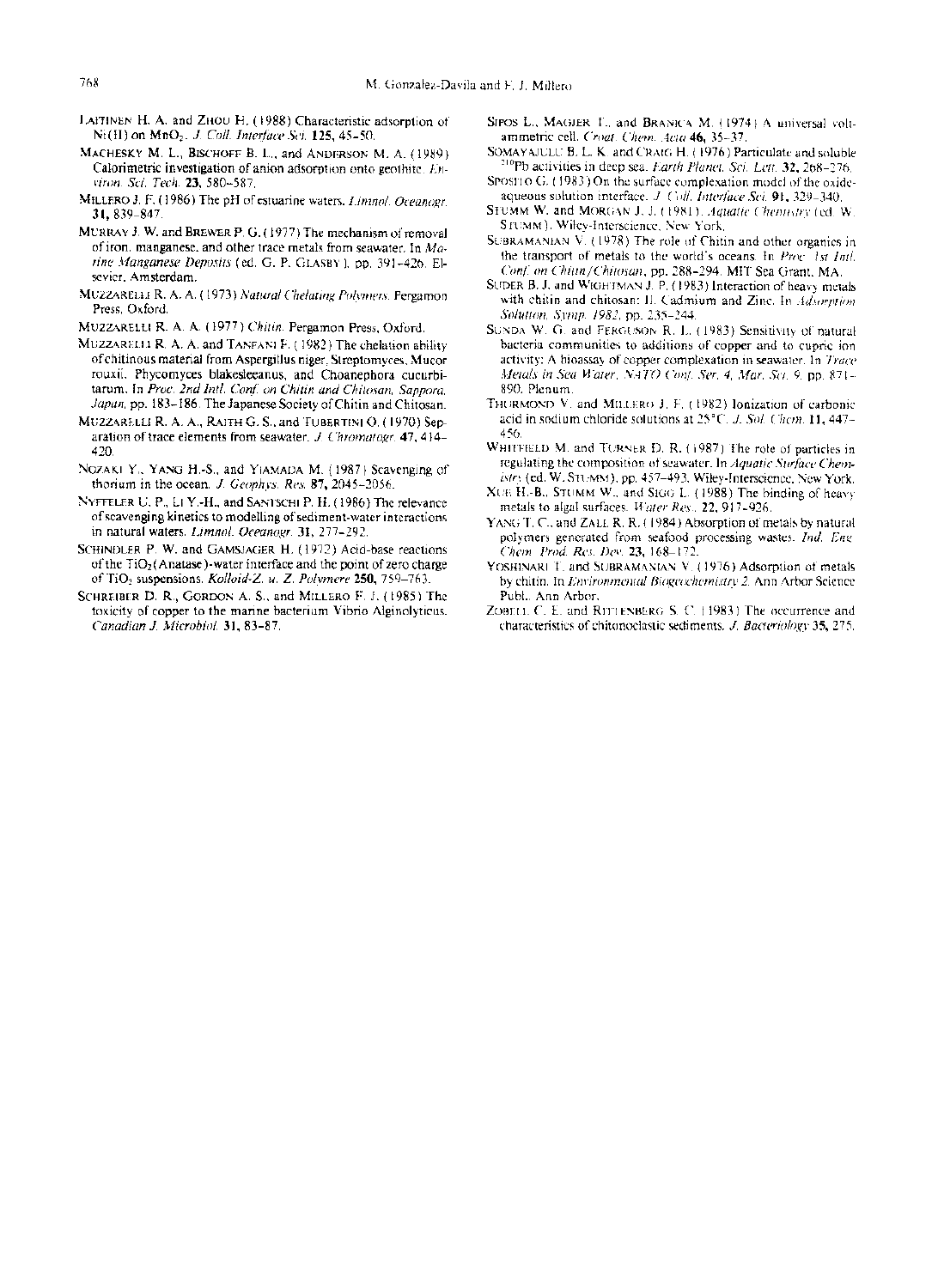LAITINEN H. A. and ZHOU H. (1988) Characteristic adsorption of Ni(II) on $MnO_2$. *J. Coll. Interface Sci.* **125**, 45–50.

MACHESKY M. L., BISCHOFF B. L., and ANDERSON M. A. (1989) Calorimetric investigation of anion adsorption onto geothite. *Environ. Sci. Tech.* **23**, 580–587.

MILLERO J. F. (1986) The pH of estuarine waters. *Limnol. Oceanogr.* **31**, 839–847.

MURRAY J. W. and BREWER P. G. (1977) The mechanism of removal of iron, manganese, and other trace metals from seawater. In *Marine Manganese Deposits* (ed. G. P. GLASBY), pp. 391–426. Elsevier, Amsterdam.

MUZZARELLI R. A. A. (1973) *Natural Chelating Polymers.* Pergamon Press, Oxford.

MUZZARELLI R. A. A. (1977) *Chitin.* Pergamon Press, Oxford.

MUZZARELLI R. A. A. and TANFANI F. (1982) The chelation ability of chitinous material from Aspergillus niger, Streptomyces, Mucor rouxii, Phycomyces blakesleeanus, and Choanephora cucurbitarum. In *Proc. 2nd Intl. Conf. on Chitin and Chitosan, Sappora, Japan,* pp. 183–186. The Japanese Society of Chitin and Chitosan.

MUZZARELLI R. A. A., RAITH G. S., and TUBERTINI O. (1970) Separation of trace elements from seawater. *J. Chromatogr.* **47**, 414–420.

NOZAKI Y., YANG H.-S., and YIAMADA M. (1987) Scavenging of thorium in the ocean. *J. Geophys. Res.* **87**, 2045–2056.

NYFFELER U. P., LI Y.-H., and SANTSCHI P. H. (1986) The relevance of scavenging kinetics to modelling of sediment-water interactions in natural waters. *Limnol. Oceanogr.* **31**, 277–292.

SCHINDLER P. W. and GAMSJAGER H. (1972) Acid-base reactions of the $TiO_2$(Anatase)-water interface and the point of zero charge of $TiO_2$ suspensions. *Kolloid-Z. u. Z. Polymere* **250**, 759–763.

SCHREIBER D. R., GORDON A. S., and MILLERO F. J. (1985) The toxicity of copper to the marine bacterium Vibrio Alginolyticus. *Canadian J. Microbiol.* **31**, 83–87.

SIPOS L., MAGJER T., and BRANICA M. (1974) A universal voltammetric cell. *Croat. Chem. Acta* **46**, 35–37.

SOMAYAJULU B. L. K. and CRAIG H. (1976) Particulate and soluble $^{210}$Pb activities in deep sea. *Earth Planet. Sci. Lett.* **32**, 268–276.

SPOSITO G. (1983) On the surface complexation model of the oxide-aqueous solution interface. *J. Coll. Interface Sci.* **91**, 329–340.

STUMM W. and MORGAN J. J. (1981). *Aquatic Chemistry* (ed. W. STUMM). Wiley-Interscience, New York.

SUBRAMANIAN V. (1978) The role of Chitin and other organics in the transport of metals to the world's oceans. In *Proc. 1st Intl. Conf. on Chitin/Chitosan*, pp. 288–294. MIT Sea Grant, MA.

SUDER B. J. and WIGHTMAN J. P. (1983) Interaction of heavy metals with chitin and chitosan: II. Cadmium and Zinc. In *Adsorption Solution, Symp. 1982*, pp. 235–244.

SUNDA W. G. and FERGUSON R. L. (1983) Sensitivity of natural bacteria communities to additions of copper and to cupric ion activity: A bioassay of copper complexation in seawater. In *Trace Metals in Sea Water, NATO Conf. Ser. 4, Mar. Sci. 9*, pp. 871–890. Plenum.

THURMOND V. and MILLERO J. F. (1982) Ionization of carbonic acid in sodium chloride solutions at 25°C. *J. Sol. Chem.* **11**, 447–456.

WHITFIELD M. and TURNER D. R. (1987) The role of particles in regulating the composition of seawater. In *Aquatic Surface Chemistry* (ed. W. STUMM), pp. 457–493. Wiley-Interscience, New York.

XUE H.-B., STUMM W., and SIGG L. (1988) The binding of heavy metals to algal surfaces. *Water Res.* **22**, 917–926.

YANG T. C. and ZALL R. R. (1984) Absorption of metals by natural polymers generated from seafood processing wastes. *Ind. Eng. Chem. Prod. Res. Dev.* **23**, 168–172.

YOSHINARI T. and SUBRAMANIAN V. (1976) Adsorption of metals by chitin. In *Environmental Biogeochemistry 2.* Ann Arbor Science Publ., Ann Arbor.

ZOBELL C. E. and RITTENBERG S. C. (1983) The occurrence and characteristics of chitonoclastic sediments. *J. Bacteriology* **35**, 275.